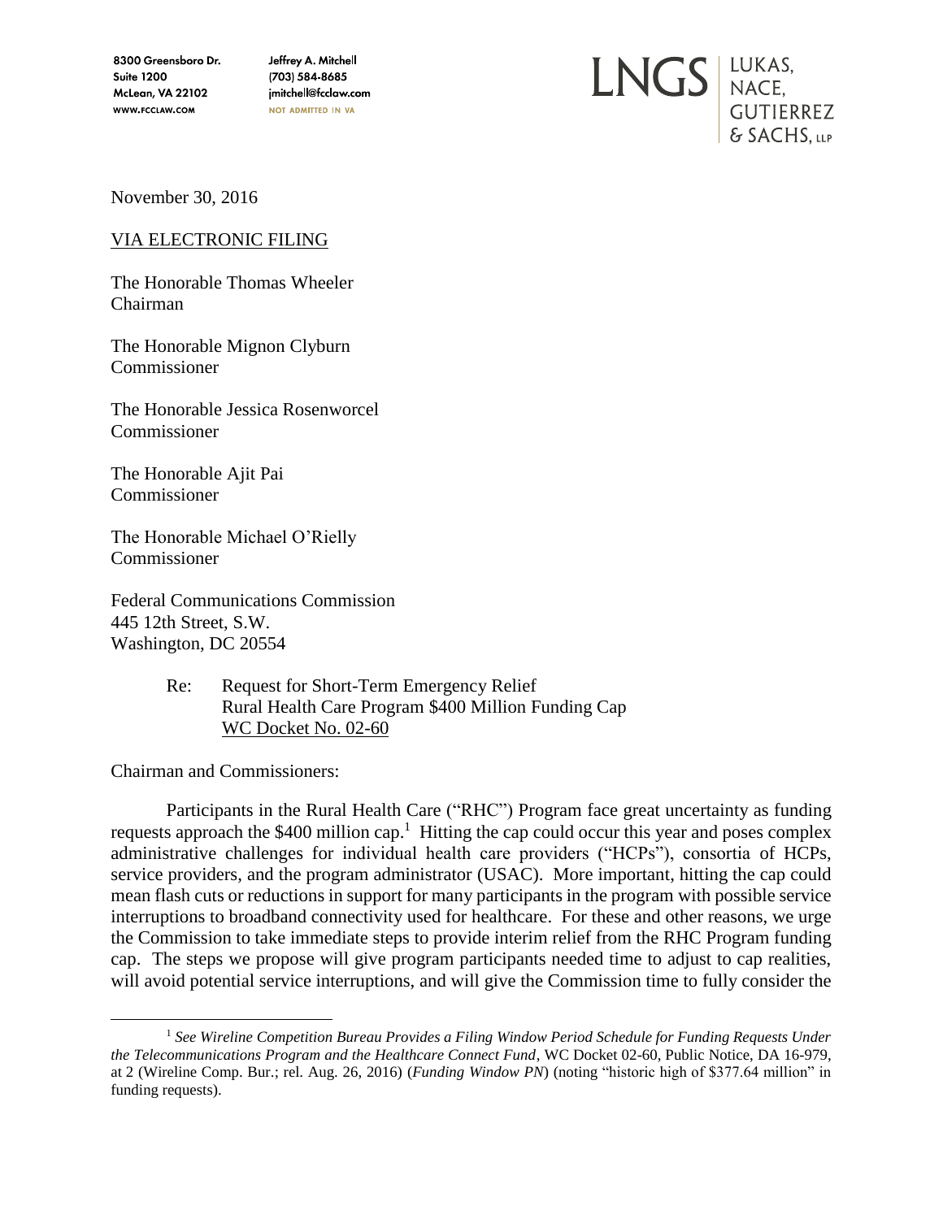8300 Greensboro Dr.
Suite 1200
McLean, VA 22102
WWW.FCCLAW.COM

Jeffrey A. Mitchell
(703) 584-8685
jmitchell@fcclaw.com
NOT ADMITTED IN VA

LNGS | LUKAS, NACE, GUTIERREZ & SACHS, LLP

November 30, 2016

VIA ELECTRONIC FILING

The Honorable Thomas Wheeler
Chairman

The Honorable Mignon Clyburn
Commissioner

The Honorable Jessica Rosenworcel
Commissioner

The Honorable Ajit Pai
Commissioner

The Honorable Michael O'Rielly
Commissioner

Federal Communications Commission
445 12th Street, S.W.
Washington, DC 20554

Re: Request for Short-Term Emergency Relief
Rural Health Care Program $400 Million Funding Cap
WC Docket No. 02-60

Chairman and Commissioners:

Participants in the Rural Health Care ("RHC") Program face great uncertainty as funding requests approach the $400 million cap.[1] Hitting the cap could occur this year and poses complex administrative challenges for individual health care providers ("HCPs"), consortia of HCPs, service providers, and the program administrator (USAC). More important, hitting the cap could mean flash cuts or reductions in support for many participants in the program with possible service interruptions to broadband connectivity used for healthcare. For these and other reasons, we urge the Commission to take immediate steps to provide interim relief from the RHC Program funding cap. The steps we propose will give program participants needed time to adjust to cap realities, will avoid potential service interruptions, and will give the Commission time to fully consider the

[1] *See Wireline Competition Bureau Provides a Filing Window Period Schedule for Funding Requests Under the Telecommunications Program and the Healthcare Connect Fund*, WC Docket 02-60, Public Notice, DA 16-979, at 2 (Wireline Comp. Bur.; rel. Aug. 26, 2016) (*Funding Window PN*) (noting "historic high of $377.64 million" in funding requests).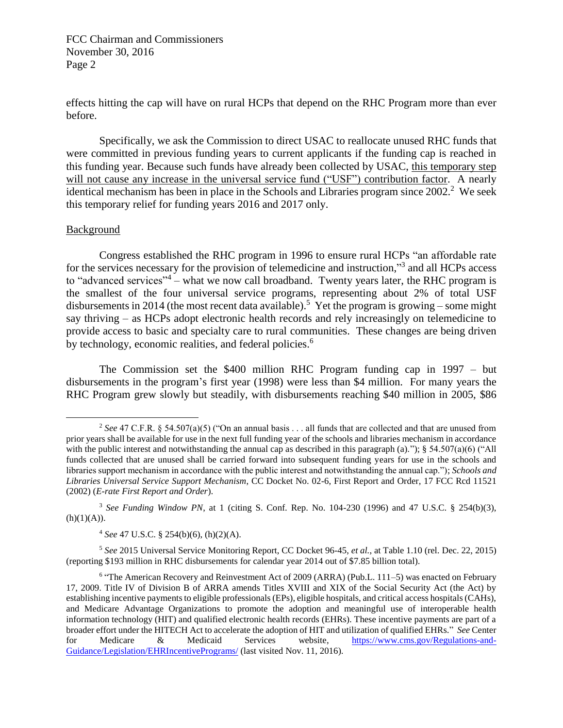effects hitting the cap will have on rural HCPs that depend on the RHC Program more than ever before.

Specifically, we ask the Commission to direct USAC to reallocate unused RHC funds that were committed in previous funding years to current applicants if the funding cap is reached in this funding year. Because such funds have already been collected by USAC, <u>this temporary step will not cause any increase in the universal service fund ("USF") contribution factor</u>. A nearly identical mechanism has been in place in the Schools and Libraries program since 2002.[2] We seek this temporary relief for funding years 2016 and 2017 only.

<u>Background</u>

Congress established the RHC program in 1996 to ensure rural HCPs "an affordable rate for the services necessary for the provision of telemedicine and instruction,"[3] and all HCPs access to "advanced services"[4] – what we now call broadband. Twenty years later, the RHC program is the smallest of the four universal service programs, representing about 2% of total USF disbursements in 2014 (the most recent data available).[5] Yet the program is growing – some might say thriving – as HCPs adopt electronic health records and rely increasingly on telemedicine to provide access to basic and specialty care to rural communities. These changes are being driven by technology, economic realities, and federal policies.[6]

The Commission set the $400 million RHC Program funding cap in 1997 – but disbursements in the program's first year (1998) were less than $4 million. For many years the RHC Program grew slowly but steadily, with disbursements reaching $40 million in 2005, $86

---

[2] *See* 47 C.F.R. § 54.507(a)(5) ("On an annual basis . . . all funds that are collected and that are unused from prior years shall be available for use in the next full funding year of the schools and libraries mechanism in accordance with the public interest and notwithstanding the annual cap as described in this paragraph (a)."); § 54.507(a)(6) ("All funds collected that are unused shall be carried forward into subsequent funding years for use in the schools and libraries support mechanism in accordance with the public interest and notwithstanding the annual cap."); *Schools and Libraries Universal Service Support Mechanism*, CC Docket No. 02-6, First Report and Order, 17 FCC Rcd 11521 (2002) (*E-rate First Report and Order*).

[3] *See Funding Window PN*, at 1 (citing S. Conf. Rep. No. 104-230 (1996) and 47 U.S.C. § 254(b)(3), (h)(1)(A)).

[4] *See* 47 U.S.C. § 254(b)(6), (h)(2)(A).

[5] *See* 2015 Universal Service Monitoring Report, CC Docket 96-45, *et al.*, at Table 1.10 (rel. Dec. 22, 2015) (reporting $193 million in RHC disbursements for calendar year 2014 out of $7.85 billion total).

[6] "The American Recovery and Reinvestment Act of 2009 (ARRA) (Pub.L. 111–5) was enacted on February 17, 2009. Title IV of Division B of ARRA amends Titles XVIII and XIX of the Social Security Act (the Act) by establishing incentive payments to eligible professionals (EPs), eligible hospitals, and critical access hospitals (CAHs), and Medicare Advantage Organizations to promote the adoption and meaningful use of interoperable health information technology (HIT) and qualified electronic health records (EHRs). These incentive payments are part of a broader effort under the HITECH Act to accelerate the adoption of HIT and utilization of qualified EHRs." *See* Center for Medicare & Medicaid Services website, https://www.cms.gov/Regulations-and-Guidance/Legislation/EHRIncentivePrograms/ (last visited Nov. 11, 2016).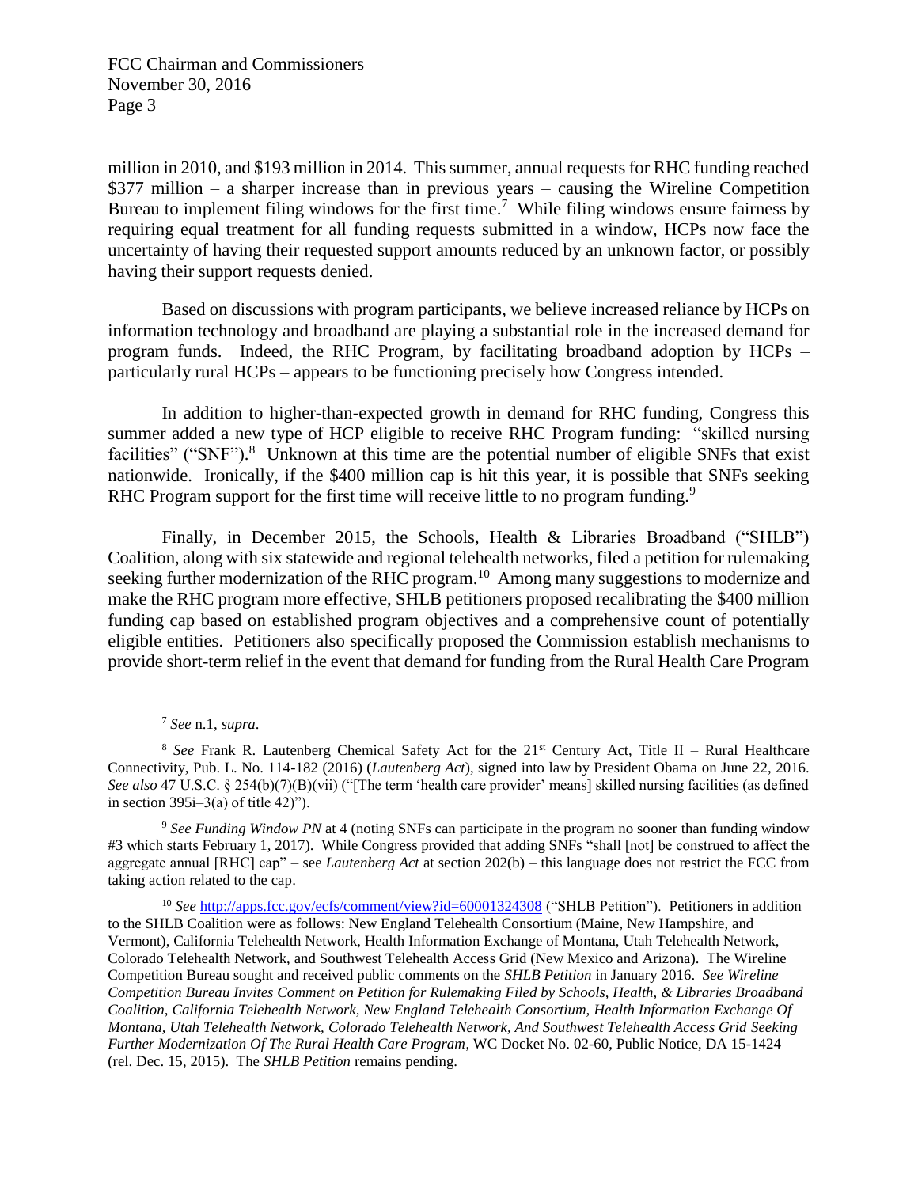million in 2010, and $193 million in 2014. This summer, annual requests for RHC funding reached $377 million – a sharper increase than in previous years – causing the Wireline Competition Bureau to implement filing windows for the first time.[7] While filing windows ensure fairness by requiring equal treatment for all funding requests submitted in a window, HCPs now face the uncertainty of having their requested support amounts reduced by an unknown factor, or possibly having their support requests denied.

Based on discussions with program participants, we believe increased reliance by HCPs on information technology and broadband are playing a substantial role in the increased demand for program funds. Indeed, the RHC Program, by facilitating broadband adoption by HCPs – particularly rural HCPs – appears to be functioning precisely how Congress intended.

In addition to higher-than-expected growth in demand for RHC funding, Congress this summer added a new type of HCP eligible to receive RHC Program funding: "skilled nursing facilities" ("SNF").[8] Unknown at this time are the potential number of eligible SNFs that exist nationwide. Ironically, if the $400 million cap is hit this year, it is possible that SNFs seeking RHC Program support for the first time will receive little to no program funding.[9]

Finally, in December 2015, the Schools, Health & Libraries Broadband ("SHLB") Coalition, along with six statewide and regional telehealth networks, filed a petition for rulemaking seeking further modernization of the RHC program.[10] Among many suggestions to modernize and make the RHC program more effective, SHLB petitioners proposed recalibrating the $400 million funding cap based on established program objectives and a comprehensive count of potentially eligible entities. Petitioners also specifically proposed the Commission establish mechanisms to provide short-term relief in the event that demand for funding from the Rural Health Care Program

---

[7] *See* n.1, *supra*.

[8] *See* Frank R. Lautenberg Chemical Safety Act for the 21st Century Act, Title II – Rural Healthcare Connectivity, Pub. L. No. 114-182 (2016) (*Lautenberg Act*), signed into law by President Obama on June 22, 2016. *See also* 47 U.S.C. § 254(b)(7)(B)(vii) ("[The term 'health care provider' means] skilled nursing facilities (as defined in section 395i–3(a) of title 42)").

[9] *See Funding Window PN* at 4 (noting SNFs can participate in the program no sooner than funding window #3 which starts February 1, 2017). While Congress provided that adding SNFs "shall [not] be construed to affect the aggregate annual [RHC] cap" – see *Lautenberg Act* at section 202(b) – this language does not restrict the FCC from taking action related to the cap.

[10] *See* http://apps.fcc.gov/ecfs/comment/view?id=60001324308 ("SHLB Petition"). Petitioners in addition to the SHLB Coalition were as follows: New England Telehealth Consortium (Maine, New Hampshire, and Vermont), California Telehealth Network, Health Information Exchange of Montana, Utah Telehealth Network, Colorado Telehealth Network, and Southwest Telehealth Access Grid (New Mexico and Arizona). The Wireline Competition Bureau sought and received public comments on the *SHLB Petition* in January 2016. *See Wireline Competition Bureau Invites Comment on Petition for Rulemaking Filed by Schools, Health, & Libraries Broadband Coalition, California Telehealth Network, New England Telehealth Consortium, Health Information Exchange Of Montana, Utah Telehealth Network, Colorado Telehealth Network, And Southwest Telehealth Access Grid Seeking Further Modernization Of The Rural Health Care Program*, WC Docket No. 02-60, Public Notice, DA 15-1424 (rel. Dec. 15, 2015). The *SHLB Petition* remains pending.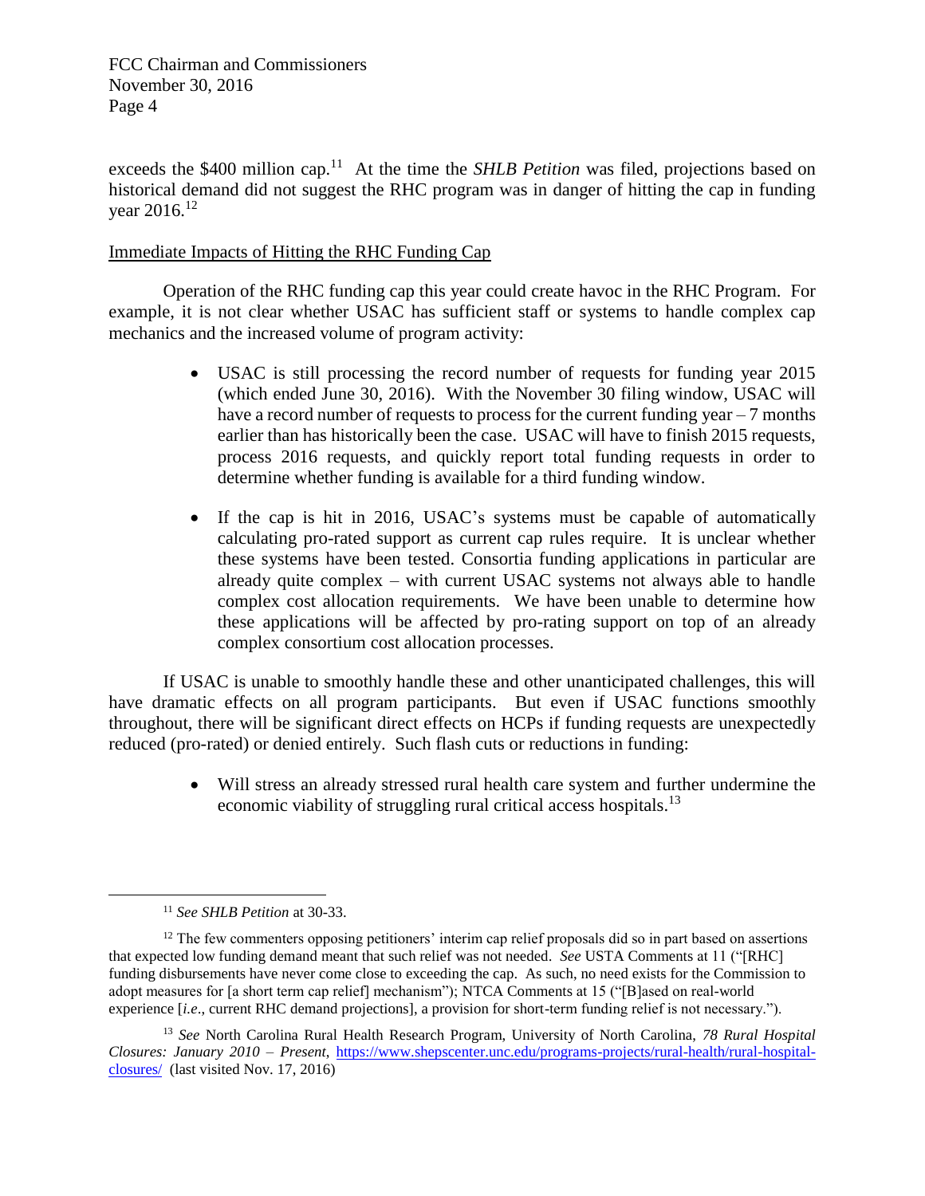exceeds the $400 million cap.[11] At the time the *SHLB Petition* was filed, projections based on historical demand did not suggest the RHC program was in danger of hitting the cap in funding year 2016.[12]

Immediate Impacts of Hitting the RHC Funding Cap

Operation of the RHC funding cap this year could create havoc in the RHC Program. For example, it is not clear whether USAC has sufficient staff or systems to handle complex cap mechanics and the increased volume of program activity:

- USAC is still processing the record number of requests for funding year 2015 (which ended June 30, 2016). With the November 30 filing window, USAC will have a record number of requests to process for the current funding year – 7 months earlier than has historically been the case. USAC will have to finish 2015 requests, process 2016 requests, and quickly report total funding requests in order to determine whether funding is available for a third funding window.
- If the cap is hit in 2016, USAC's systems must be capable of automatically calculating pro-rated support as current cap rules require. It is unclear whether these systems have been tested. Consortia funding applications in particular are already quite complex – with current USAC systems not always able to handle complex cost allocation requirements. We have been unable to determine how these applications will be affected by pro-rating support on top of an already complex consortium cost allocation processes.

If USAC is unable to smoothly handle these and other unanticipated challenges, this will have dramatic effects on all program participants. But even if USAC functions smoothly throughout, there will be significant direct effects on HCPs if funding requests are unexpectedly reduced (pro-rated) or denied entirely. Such flash cuts or reductions in funding:

- Will stress an already stressed rural health care system and further undermine the economic viability of struggling rural critical access hospitals.[13]

---

[11] *See SHLB Petition* at 30-33.

[12] The few commenters opposing petitioners' interim cap relief proposals did so in part based on assertions that expected low funding demand meant that such relief was not needed. *See* USTA Comments at 11 ("[RHC] funding disbursements have never come close to exceeding the cap. As such, no need exists for the Commission to adopt measures for [a short term cap relief] mechanism"); NTCA Comments at 15 ("[B]ased on real-world experience [*i.e*., current RHC demand projections], a provision for short-term funding relief is not necessary.").

[13] *See* North Carolina Rural Health Research Program, University of North Carolina, *78 Rural Hospital Closures: January 2010 – Present*, https://www.shepscenter.unc.edu/programs-projects/rural-health/rural-hospital-closures/ (last visited Nov. 17, 2016)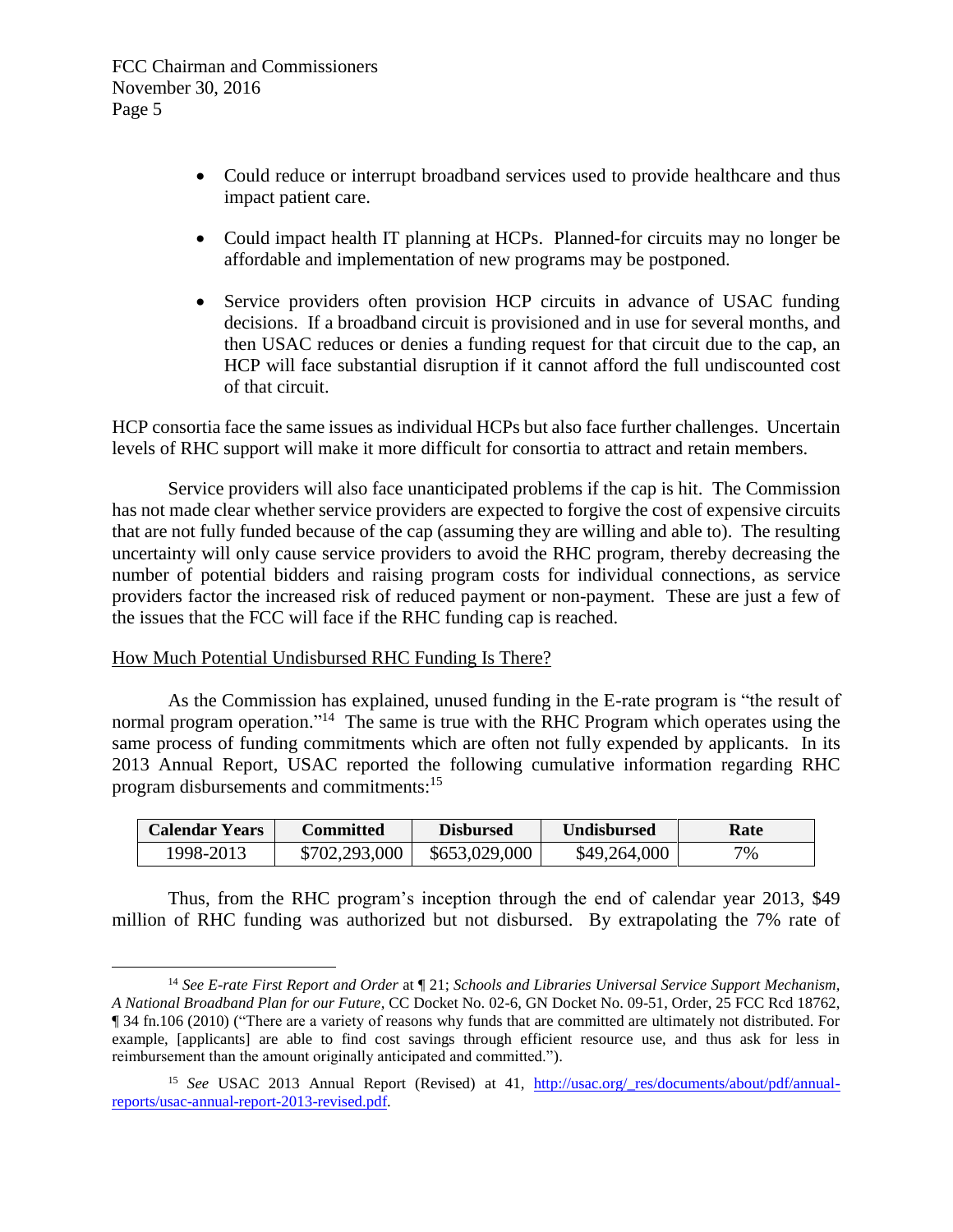- Could reduce or interrupt broadband services used to provide healthcare and thus impact patient care.
- Could impact health IT planning at HCPs. Planned-for circuits may no longer be affordable and implementation of new programs may be postponed.
- Service providers often provision HCP circuits in advance of USAC funding decisions. If a broadband circuit is provisioned and in use for several months, and then USAC reduces or denies a funding request for that circuit due to the cap, an HCP will face substantial disruption if it cannot afford the full undiscounted cost of that circuit.

HCP consortia face the same issues as individual HCPs but also face further challenges. Uncertain levels of RHC support will make it more difficult for consortia to attract and retain members.

Service providers will also face unanticipated problems if the cap is hit. The Commission has not made clear whether service providers are expected to forgive the cost of expensive circuits that are not fully funded because of the cap (assuming they are willing and able to). The resulting uncertainty will only cause service providers to avoid the RHC program, thereby decreasing the number of potential bidders and raising program costs for individual connections, as service providers factor the increased risk of reduced payment or non-payment. These are just a few of the issues that the FCC will face if the RHC funding cap is reached.

How Much Potential Undisbursed RHC Funding Is There?

As the Commission has explained, unused funding in the E-rate program is "the result of normal program operation."[14] The same is true with the RHC Program which operates using the same process of funding commitments which are often not fully expended by applicants. In its 2013 Annual Report, USAC reported the following cumulative information regarding RHC program disbursements and commitments:[15]

| Calendar Years | Committed | Disbursed | Undisbursed | Rate |
|---|---|---|---|---|
| 1998-2013 | $702,293,000 | $653,029,000 | $49,264,000 | 7% |

Thus, from the RHC program's inception through the end of calendar year 2013, $49 million of RHC funding was authorized but not disbursed. By extrapolating the 7% rate of

---

[14] *See E-rate First Report and Order* at ¶ 21; *Schools and Libraries Universal Service Support Mechanism, A National Broadband Plan for our Future*, CC Docket No. 02-6, GN Docket No. 09-51, Order, 25 FCC Rcd 18762, ¶ 34 fn.106 (2010) ("There are a variety of reasons why funds that are committed are ultimately not distributed. For example, [applicants] are able to find cost savings through efficient resource use, and thus ask for less in reimbursement than the amount originally anticipated and committed.").

[15] *See* USAC 2013 Annual Report (Revised) at 41, http://usac.org/_res/documents/about/pdf/annual-reports/usac-annual-report-2013-revised.pdf.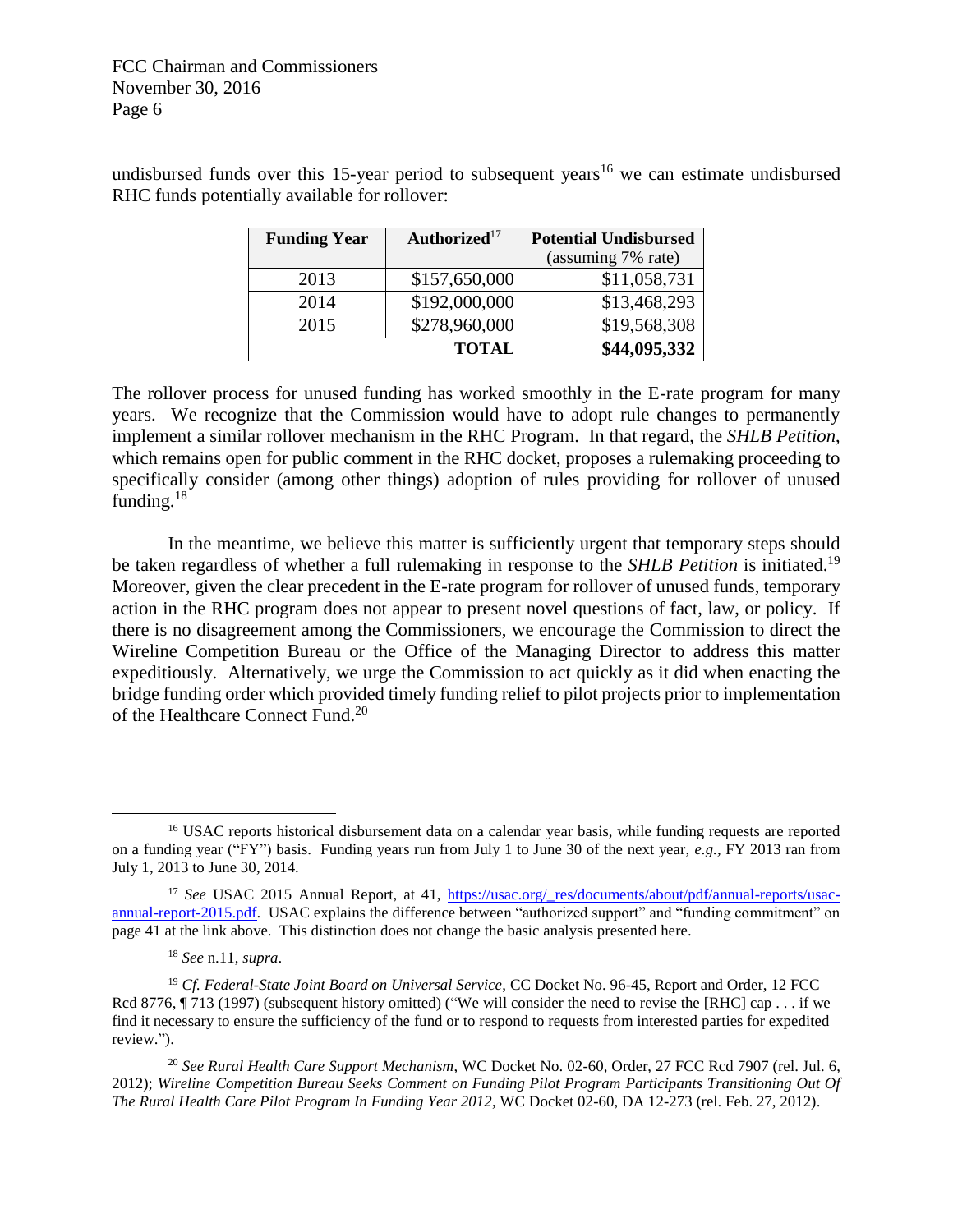undisbursed funds over this 15-year period to subsequent years[16] we can estimate undisbursed RHC funds potentially available for rollover:

| Funding Year | Authorized[17] | Potential Undisbursed (assuming 7% rate) |
|---|---|---|
| 2013 | $157,650,000 | $11,058,731 |
| 2014 | $192,000,000 | $13,468,293 |
| 2015 | $278,960,000 | $19,568,308 |
| | **TOTAL** | **$44,095,332** |

The rollover process for unused funding has worked smoothly in the E-rate program for many years. We recognize that the Commission would have to adopt rule changes to permanently implement a similar rollover mechanism in the RHC Program. In that regard, the *SHLB Petition*, which remains open for public comment in the RHC docket, proposes a rulemaking proceeding to specifically consider (among other things) adoption of rules providing for rollover of unused funding.[18]

In the meantime, we believe this matter is sufficiently urgent that temporary steps should be taken regardless of whether a full rulemaking in response to the *SHLB Petition* is initiated.[19] Moreover, given the clear precedent in the E-rate program for rollover of unused funds, temporary action in the RHC program does not appear to present novel questions of fact, law, or policy. If there is no disagreement among the Commissioners, we encourage the Commission to direct the Wireline Competition Bureau or the Office of the Managing Director to address this matter expeditiously. Alternatively, we urge the Commission to act quickly as it did when enacting the bridge funding order which provided timely funding relief to pilot projects prior to implementation of the Healthcare Connect Fund.[20]

---

[16] USAC reports historical disbursement data on a calendar year basis, while funding requests are reported on a funding year ("FY") basis. Funding years run from July 1 to June 30 of the next year, *e.g.,* FY 2013 ran from July 1, 2013 to June 30, 2014.

[17] *See* USAC 2015 Annual Report, at 41, https://usac.org/_res/documents/about/pdf/annual-reports/usac-annual-report-2015.pdf. USAC explains the difference between "authorized support" and "funding commitment" on page 41 at the link above. This distinction does not change the basic analysis presented here.

[18] *See* n.11, *supra*.

[19] *Cf. Federal-State Joint Board on Universal Service*, CC Docket No. 96-45, Report and Order, 12 FCC Rcd 8776, ¶ 713 (1997) (subsequent history omitted) ("We will consider the need to revise the [RHC] cap . . . if we find it necessary to ensure the sufficiency of the fund or to respond to requests from interested parties for expedited review.").

[20] *See Rural Health Care Support Mechanism*, WC Docket No. 02-60, Order, 27 FCC Rcd 7907 (rel. Jul. 6, 2012); *Wireline Competition Bureau Seeks Comment on Funding Pilot Program Participants Transitioning Out Of The Rural Health Care Pilot Program In Funding Year 2012*, WC Docket 02-60, DA 12-273 (rel. Feb. 27, 2012).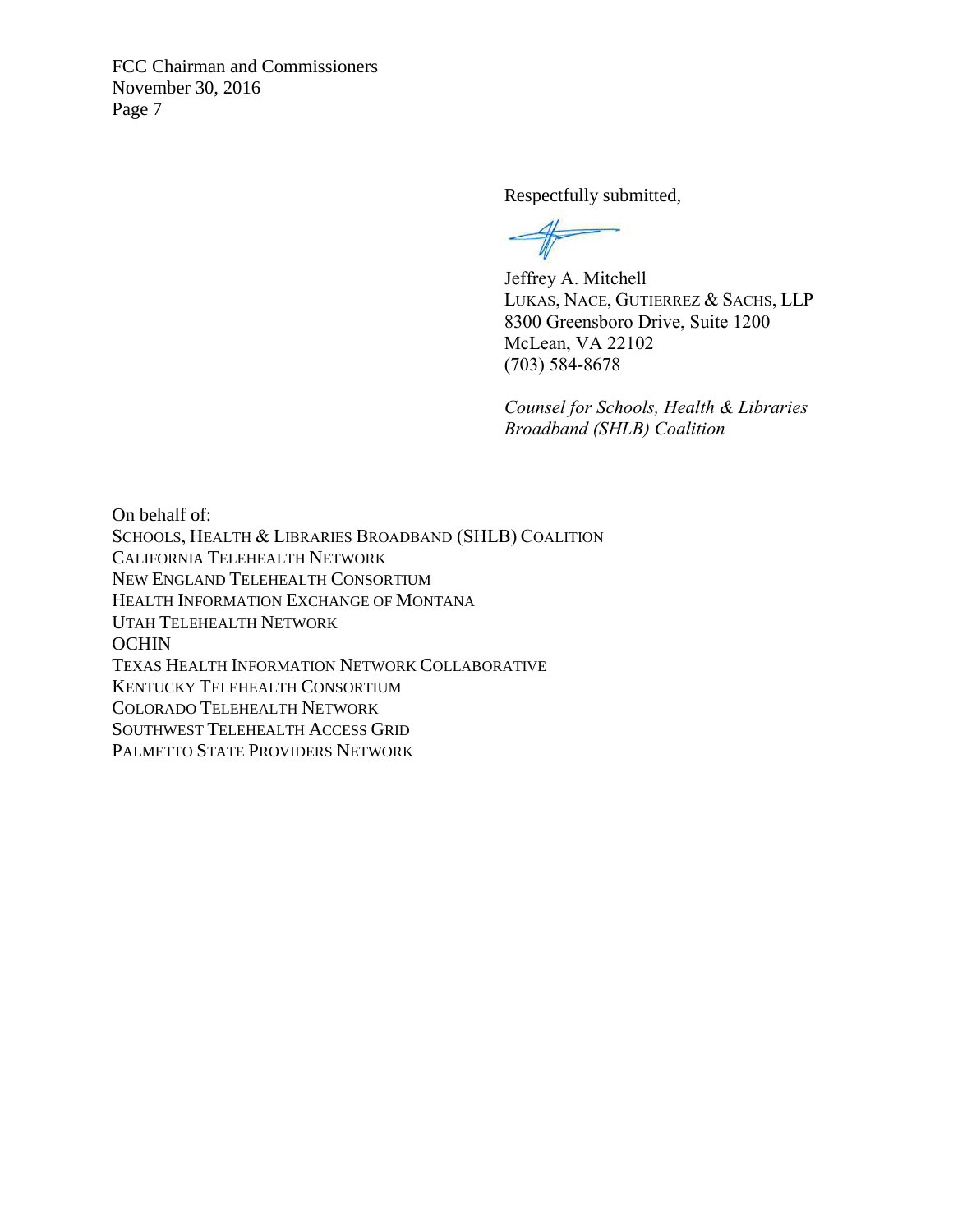Respectfully submitted,

Jeffrey A. Mitchell
LUKAS, NACE, GUTIERREZ & SACHS, LLP
8300 Greensboro Drive, Suite 1200
McLean, VA 22102
(703) 584-8678

*Counsel for Schools, Health & Libraries Broadband (SHLB) Coalition*

On behalf of:
SCHOOLS, HEALTH & LIBRARIES BROADBAND (SHLB) COALITION
CALIFORNIA TELEHEALTH NETWORK
NEW ENGLAND TELEHEALTH CONSORTIUM
HEALTH INFORMATION EXCHANGE OF MONTANA
UTAH TELEHEALTH NETWORK
OCHIN
TEXAS HEALTH INFORMATION NETWORK COLLABORATIVE
KENTUCKY TELEHEALTH CONSORTIUM
COLORADO TELEHEALTH NETWORK
SOUTHWEST TELEHEALTH ACCESS GRID
PALMETTO STATE PROVIDERS NETWORK